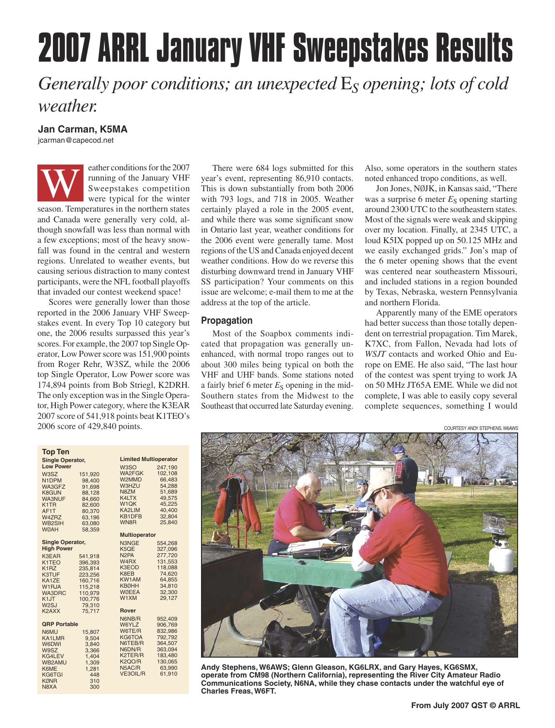# 2007 ARRL January VHF Sweepstakes Results

*Generally poor conditions; an unexpected* $E_S$ *opening; lots of cold weather.*

**Jan Carman, K5MA**
jcarman@capecod.net

Weather conditions for the 2007 running of the January VHF Sweepstakes competition were typical for the winter season. Temperatures in the northern states and Canada were generally very cold, although snowfall was less than normal with a few exceptions; most of the heavy snowfall was found in the central and western regions. Unrelated to weather events, but causing serious distraction to many contest participants, were the NFL football playoffs that invaded our contest weekend space!

Scores were generally lower than those reported in the 2006 January VHF Sweepstakes event. In every Top 10 category but one, the 2006 results surpassed this year's scores. For example, the 2007 top Single Operator, Low Power score was 151,900 points from Roger Rehr, W3SZ, while the 2006 top Single Operator, Low Power score was 174,894 points from Bob Striegl, K2DRH. The only exception was in the Single Operator, High Power category, where the K3EAR 2007 score of 541,918 points beat K1TEO's 2006 score of 429,840 points.

There were 684 logs submitted for this year's event, representing 86,910 contacts. This is down substantially from both 2006 with 793 logs, and 718 in 2005. Weather certainly played a role in the 2005 event, and while there was some significant snow in Ontario last year, weather conditions for the 2006 event were generally tame. Most regions of the US and Canada enjoyed decent weather conditions. How do we reverse this disturbing downward trend in January VHF SS participation? Your comments on this issue are welcome; e-mail them to me at the address at the top of the article.

## Propagation

Most of the Soapbox comments indicated that propagation was generally unenhanced, with normal tropo ranges out to about 300 miles being typical on both the VHF and UHF bands. Some stations noted a fairly brief 6 meter $E_S$ opening in the mid-Southern states from the Midwest to the Southeast that occurred late Saturday evening. Also, some operators in the southern states noted enhanced tropo conditions, as well.

Jon Jones, NØJK, in Kansas said, "There was a surprise 6 meter $E_S$ opening starting around 2300 UTC to the southeastern states. Most of the signals were weak and skipping over my location. Finally, at 2345 UTC, a loud K5IX popped up on 50.125 MHz and we easily exchanged grids." Jon's map of the 6 meter opening shows that the event was centered near southeastern Missouri, and included stations in a region bounded by Texas, Nebraska, western Pennsylvania and northern Florida.

Apparently many of the EME operators had better success than those totally dependent on terrestrial propagation. Tim Marek, K7XC, from Fallon, Nevada had lots of *WSJT* contacts and worked Ohio and Europe on EME. He also said, "The last hour of the contest was spent trying to work JA on 50 MHz JT65A EME. While we did not complete, I was able to easily copy several complete sequences, something I would

### Top Ten

**Single Operator, Low Power**

| | |
|---|---|
| W3SZ | 151,920 |
| N1DPM | 98,400 |
| WA3GFZ | 91,698 |
| K8GUN | 88,128 |
| WA3NUF | 84,660 |
| K1TR | 82,600 |
| AF1T | 80,370 |
| W4ZRZ | 63,196 |
| WB2SIH | 63,080 |
| WØAH | 58,359 |

**Single Operator, High Power**

| | |
|---|---|
| K3EAR | 541,918 |
| K1TEO | 396,393 |
| K1RZ | 235,814 |
| K3TUF | 223,256 |
| KA1ZE | 160,716 |
| W1RJA | 115,218 |
| WA3DRC | 110,979 |
| K1JT | 100,776 |
| W2SJ | 79,310 |
| K2AXX | 75,717 |

**QRP Portable**

| | |
|---|---|
| N6MU | 15,807 |
| KA1LMR | 9,504 |
| W6DWI | 3,840 |
| W9SZ | 3,366 |
| KG4LEV | 1,404 |
| WB2AMU | 1,309 |
| K6ME | 1,281 |
| KG6TGI | 448 |
| KØNR | 310 |
| N8XA | 300 |

**Limited Multioperator**

| | |
|---|---|
| W3SO | 247,190 |
| WA2FGK | 102,108 |
| W2MMD | 66,483 |
| W3HZU | 54,288 |
| N8ZM | 51,689 |
| K4LTX | 49,575 |
| W1QK | 45,225 |
| KA2LIM | 40,400 |
| KB1DFB | 32,804 |
| WN8R | 25,840 |

**Multioperator**

| | |
|---|---|
| N3NGE | 554,268 |
| K5QE | 327,096 |
| N2PA | 277,720 |
| W4RX | 131,553 |
| K3EOD | 118,088 |
| K8EB | 74,620 |
| KW1AM | 64,855 |
| KBØHH | 34,810 |
| WØEEA | 32,300 |
| W1XM | 29,127 |

**Rover**

| | |
|---|---|
| N6NB/R | 952,409 |
| W6YLZ | 906,769 |
| W6TE/R | 832,986 |
| KG6TOA | 792,792 |
| N6TEB/R | 364,507 |
| N6DN/R | 363,094 |
| K2TER/R | 183,480 |
| K2QO/R | 130,065 |
| N5AC/R | 63,990 |
| VE3OIL/R | 61,910 |

COURTESY ANDY STEPHENS, W6AWS

**Andy Stephens, W6AWS; Glenn Gleason, KG6LRX, and Gary Hayes, KG6SMX, operate from CM98 (Northern California), representing the River City Amateur Radio Communications Society, N6NA, while they chase contacts under the watchful eye of Charles Freas, W6FT.**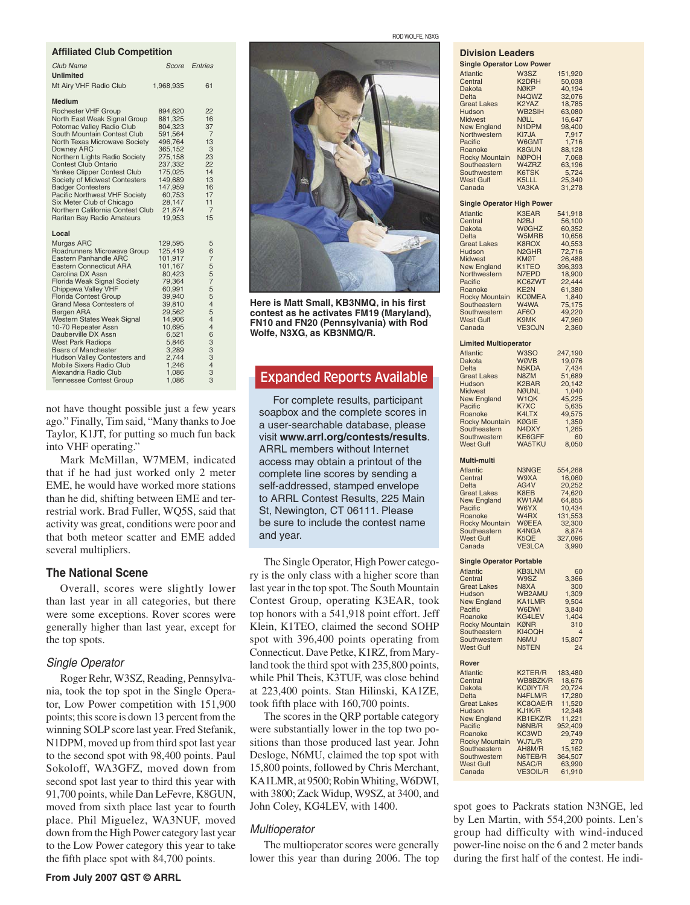## Affiliated Club Competition

| Club Name | Score | Entries |
|---|---|---|
| **Unlimited** | | |
| Mt Airy VHF Radio Club | 1,968,935 | 61 |
| **Medium** | | |
| Rochester VHF Group | 894,620 | 22 |
| North East Weak Signal Group | 881,325 | 16 |
| Potomac Valley Radio Club | 804,323 | 37 |
| South Mountain Contest Club | 591,564 | 7 |
| North Texas Microwave Society | 496,764 | 13 |
| Downey ARC | 365,152 | 3 |
| Northern Lights Radio Society | 275,158 | 23 |
| Contest Club Ontario | 237,332 | 22 |
| Yankee Clipper Contest Club | 175,025 | 14 |
| Society of Midwest Contesters | 149,689 | 13 |
| Badger Contesters | 147,959 | 16 |
| Pacific Northwest VHF Society | 60,753 | 17 |
| Six Meter Club of Chicago | 28,147 | 11 |
| Northern California Contest Club | 21,874 | 7 |
| Raritan Bay Radio Amateurs | 19,953 | 15 |
| **Local** | | |
| Murgas ARC | 129,595 | 5 |
| Roadrunners Microwave Group | 125,419 | 6 |
| Eastern Panhandle ARC | 101,917 | 7 |
| Eastern Connecticut ARA | 101,167 | 5 |
| Carolina DX Assn | 80,423 | 5 |
| Florida Weak Signal Society | 79,364 | 7 |
| Chippewa Valley VHF | 60,991 | 5 |
| Florida Contest Group | 39,940 | 5 |
| Grand Mesa Contesters of | 39,810 | 4 |
| Bergen ARA | 29,562 | 5 |
| Western States Weak Signal | 14,906 | 4 |
| 10-70 Repeater Assn | 10,695 | 4 |
| Dauberville DX Assn | 6,521 | 6 |
| West Park Radiops | 5,846 | 3 |
| Bears of Manchester | 3,289 | 3 |
| Hudson Valley Contesters and | 2,744 | 3 |
| Mobile Sixers Radio Club | 1,246 | 4 |
| Alexandria Radio Club | 1,086 | 3 |
| Tennessee Contest Group | 1,086 | 3 |

not have thought possible just a few years ago." Finally, Tim said, "Many thanks to Joe Taylor, K1JT, for putting so much fun back into VHF operating."

Mark McMillan, W7MEM, indicated that if he had just worked only 2 meter EME, he would have worked more stations than he did, shifting between EME and terrestrial work. Brad Fuller, WQ5S, said that activity was great, conditions were poor and that both meteor scatter and EME added several multipliers.

### The National Scene

Overall, scores were slightly lower than last year in all categories, but there were some exceptions. Rover scores were generally higher than last year, except for the top spots.

#### *Single Operator*

Roger Rehr, W3SZ, Reading, Pennsylvania, took the top spot in the Single Operator, Low Power competition with 151,900 points; this score is down 13 percent from the winning SOLP score last year. Fred Stefanik, N1DPM, moved up from third spot last year to the second spot with 98,400 points. Paul Sokoloff, WA3GFZ, moved down from second spot last year to third this year with 91,700 points, while Dan LeFevre, K8GUN, moved from sixth place last year to fourth place. Phil Miguelez, WA3NUF, moved down from the High Power category last year to the Low Power category this year to take the fifth place spot with 84,700 points.

ROD WOLFE, N3XG

Here is Matt Small, KB3NMQ, in his first contest as he activates FM19 (Maryland), FN10 and FN20 (Pennsylvania) with Rod Wolfe, N3XG, as KB3NMQ/R.

## Expanded Reports Available

For complete results, participant soapbox and the complete scores in a user-searchable database, please visit **www.arrl.org/contests/results**. ARRL members without Internet access may obtain a printout of the complete line scores by sending a self-addressed, stamped envelope to ARRL Contest Results, 225 Main St, Newington, CT 06111. Please be sure to include the contest name and year.

The Single Operator, High Power category is the only class with a higher score than last year in the top spot. The South Mountain Contest Group, operating K3EAR, took top honors with a 541,918 point effort. Jeff Klein, K1TEO, claimed the second SOHP spot with 396,400 points operating from Connecticut. Dave Petke, K1RZ, from Maryland took the third spot with 235,800 points, while Phil Theis, K3TUF, was close behind at 223,400 points. Stan Hilinski, KA1ZE, took fifth place with 160,700 points.

The scores in the QRP portable category were substantially lower in the top two positions than those produced last year. John Desloge, N6MU, claimed the top spot with 15,800 points, followed by Chris Merchant, KA1LMR, at 9500; Robin Whiting, W6DWI, with 3800; Zack Widup, W9SZ, at 3400, and John Coley, KG4LEV, with 1400.

#### *Multioperator*

The multioperator scores were generally lower this year than during 2006. The top spot goes to Packrats station N3NGE, led by Len Martin, with 554,200 points. Len's group had difficulty with wind-induced power-line noise on the 6 and 2 meter bands during the first half of the contest. He indi-

## Division Leaders

| Division | Call | Score |
|---|---|---|
| **Single Operator Low Power** | | |
| Atlantic | W3SZ | 151,920 |
| Central | K2DRH | 50,038 |
| Dakota | NØKP | 40,194 |
| Delta | N4QWZ | 32,076 |
| Great Lakes | K2YAZ | 18,785 |
| Hudson | WB2SIH | 63,080 |
| Midwest | NØLL | 16,647 |
| New England | N1DPM | 98,400 |
| Northwestern | KI7JA | 7,917 |
| Pacific | W6GMT | 1,716 |
| Roanoke | K8GUN | 88,128 |
| Rocky Mountain | NØPOH | 7,068 |
| Southeastern | W4ZRZ | 63,196 |
| Southwestern | K6TSK | 5,724 |
| West Gulf | K5LLL | 25,340 |
| Canada | VA3KA | 31,278 |
| **Single Operator High Power** | | |
| Atlantic | K3EAR | 541,918 |
| Central | N2BJ | 56,100 |
| Dakota | WØGHZ | 60,352 |
| Delta | W5MRB | 10,656 |
| Great Lakes | K8ROX | 40,553 |
| Hudson | N2GHR | 72,716 |
| Midwest | KMØT | 26,488 |
| New England | K1TEO | 396,393 |
| Northwestern | N7EPD | 18,900 |
| Pacific | KC6ZWT | 22,444 |
| Roanoke | KE2N | 61,380 |
| Rocky Mountain | KCØMEA | 1,840 |
| Southeastern | W4WA | 75,175 |
| Southwestern | AF6O | 49,220 |
| West Gulf | K9MK | 47,960 |
| Canada | VE3OJN | 2,360 |
| **Limited Multioperator** | | |
| Atlantic | W3SO | 247,190 |
| Dakota | WØVB | 19,076 |
| Delta | N5KDA | 7,434 |
| Great Lakes | N8ZM | 51,689 |
| Hudson | K2BAR | 20,142 |
| Midwest | NØUNL | 1,040 |
| New England | W1QK | 45,225 |
| Pacific | K7XC | 5,635 |
| Roanoke | K4LTX | 49,575 |
| Rocky Mountain | KØGIE | 1,350 |
| Southeastern | N4DXY | 1,265 |
| Southwestern | KE6GFF | 60 |
| West Gulf | WA5TKU | 8,050 |
| **Multi-multi** | | |
| Atlantic | N3NGE | 554,268 |
| Central | W9XA | 16,060 |
| Delta | AG4V | 20,252 |
| Great Lakes | K8EB | 74,620 |
| New England | KW1AM | 64,855 |
| Pacific | W6YX | 10,434 |
| Roanoke | W4RX | 131,553 |
| Rocky Mountain | WØEEA | 32,300 |
| Southeastern | K4NGA | 8,874 |
| West Gulf | K5QE | 327,096 |
| Canada | VE3LCA | 3,990 |
| **Single Operator Portable** | | |
| Atlantic | KB3LNM | 60 |
| Central | W9SZ | 3,366 |
| Great Lakes | N8XA | 300 |
| Hudson | WB2AMU | 1,309 |
| New England | KA1LMR | 9,504 |
| Pacific | W6DWI | 3,840 |
| Roanoke | KG4LEV | 1,404 |
| Rocky Mountain | KØNR | 310 |
| Southeastern | KI4OQH | 4 |
| Southwestern | N6MU | 15,807 |
| West Gulf | N5TEN | 24 |
| **Rover** | | |
| Atlantic | K2TER/R | 183,480 |
| Central | WB8BZK/R | 18,676 |
| Dakota | KCØIYT/R | 20,724 |
| Delta | N4FLM/R | 17,280 |
| Great Lakes | KC8QAE/R | 11,520 |
| Hudson | KJ1K/R | 12,348 |
| New England | KB1EKZ/R | 11,221 |
| Pacific | N6NB/R | 952,409 |
| Roanoke | KC3WD | 29,749 |
| Rocky Mountain | WJ7L/R | 270 |
| Southeastern | AH8M/R | 15,162 |
| Southwestern | N6TEB/R | 364,507 |
| West Gulf | N5AC/R | 63,990 |
| Canada | VE3OIL/R | 61,910 |

**From July 2007 QST © ARRL**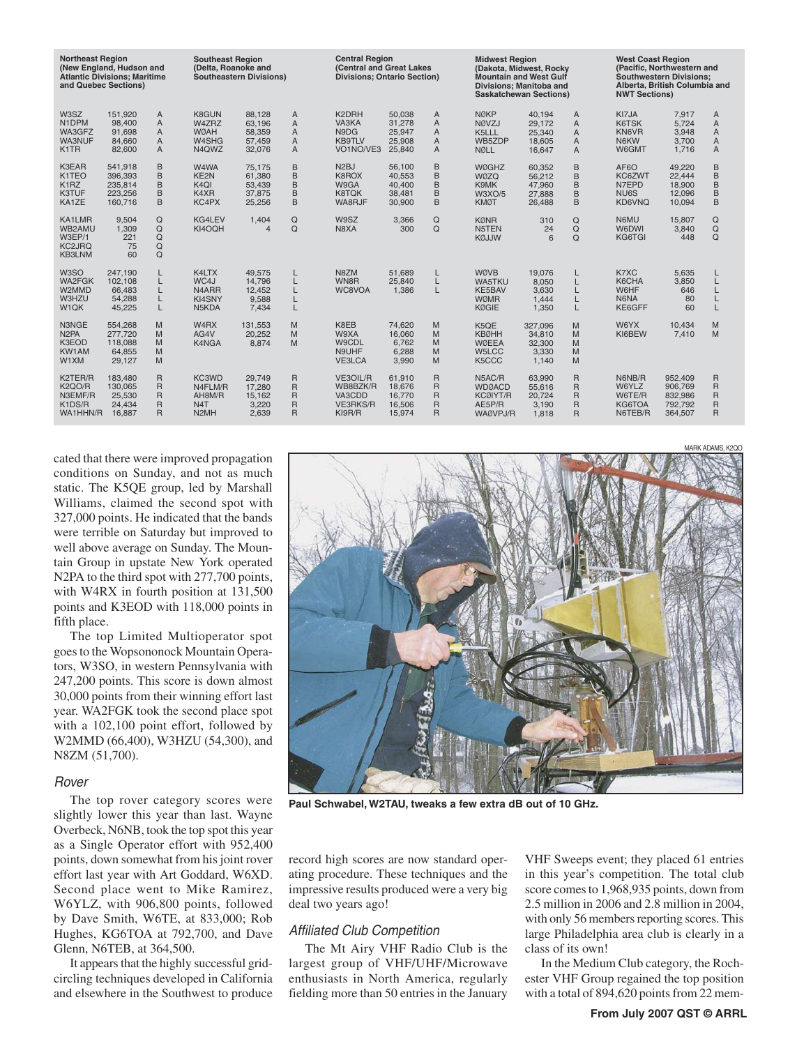| Northeast Region (New England, Hudson and Atlantic Divisions; Maritime and Quebec Sections) | | | Southeast Region (Delta, Roanoke and Southeastern Divisions) | | | Central Region (Central and Great Lakes Divisions; Ontario Section) | | | Midwest Region (Dakota, Midwest, Rocky Mountain and West Gulf Divisions; Manitoba and Saskatchewan Sections) | | | West Coast Region (Pacific, Northwestern and Southwestern Divisions; Alberta, British Columbia and NWT Sections) | | |
|---|---|---|---|---|---|---|---|---|---|---|---|---|---|---|
| W3SZ | 151,920 | A | K8GUN | 88,128 | A | K2DRH | 50,038 | A | NØKP | 40,194 | A | KI7JA | 7,917 | A |
| N1DPM | 98,400 | A | W4ZRZ | 63,196 | A | VA3KA | 31,278 | A | NØVZJ | 29,172 | A | K6TSK | 5,724 | A |
| WA3GFZ | 91,698 | A | WØAH | 58,359 | A | N9DG | 25,947 | A | K5LLL | 25,340 | A | KN6VR | 3,948 | A |
| WA3NUF | 84,660 | A | W4SHG | 57,459 | A | KB9TLV | 25,908 | A | WB5ZDP | 18,605 | A | N6KW | 3,700 | A |
| K1TR | 82,600 | A | N4QWZ | 32,076 | A | VO1NO/VE3 | 25,840 | A | NØLL | 16,647 | A | W6GMT | 1,716 | A |
| K3EAR | 541,918 | B | W4WA | 75,175 | B | N2BJ | 56,100 | B | WØGHZ | 60,352 | B | AF6O | 49,220 | B |
| K1TEO | 396,393 | B | KE2N | 61,380 | B | K8ROX | 40,553 | B | WØZQ | 56,212 | B | KC6ZWT | 22,444 | B |
| K1RZ | 235,814 | B | K4QI | 53,439 | B | W9GA | 40,400 | B | K9MK | 47,960 | B | N7EPD | 18,900 | B |
| K3TUF | 223,256 | B | K4XR | 37,875 | B | K8TQK | 38,481 | B | W3XO/5 | 27,888 | B | NU6S | 12,096 | B |
| KA1ZE | 160,716 | B | KC4PX | 25,256 | B | WA8RJF | 30,900 | B | KMØT | 26,488 | B | KD6VNQ | 10,094 | B |
| KA1LMR | 9,504 | Q | KG4LEV | 1,404 | Q | W9SZ | 3,366 | Q | KØNR | 310 | Q | N6MU | 15,807 | Q |
| WB2AMU | 1,309 | Q | KI4OQH | 4 | Q | N8XA | 300 | Q | N5TEN | 24 | Q | W6DWI | 3,840 | Q |
| W3EP/1 | 221 | Q | | | | | | | KØJJW | 6 | Q | KG6TGI | 448 | Q |
| KC2JRQ | 75 | Q | | | | | | | | | | | | |
| KB3LNM | 60 | Q | | | | | | | | | | | | |
| W3SO | 247,190 | L | K4LTX | 49,575 | L | N8ZM | 51,689 | L | WØVB | 19,076 | L | K7XC | 5,635 | L |
| WA2FGK | 102,108 | L | WC4J | 14,796 | L | WN8R | 25,840 | L | WA5TKU | 8,050 | L | K6CHA | 3,850 | L |
| W2MMD | 66,483 | L | N4ARR | 12,452 | L | WC8VOA | 1,386 | L | KE5BAV | 3,630 | L | W6HF | 646 | L |
| W3HZU | 54,288 | L | KI4SNY | 9,588 | L | | | | WØMR | 1,444 | L | N6NA | 80 | L |
| W1QK | 45,225 | L | N5KDA | 7,434 | L | | | | KØGIE | 1,350 | L | KE6GFF | 60 | L |
| N3NGE | 554,268 | M | W4RX | 131,553 | M | K8EB | 74,620 | M | K5QE | 327,096 | M | W6YX | 10,434 | M |
| N2PA | 277,720 | M | AG4V | 20,252 | M | W9XA | 16,060 | M | KBØHH | 34,810 | M | KI6BEW | 7,410 | M |
| K3EOD | 118,088 | M | K4NGA | 8,874 | M | W9CDL | 6,762 | M | WØEEA | 32,300 | M | | | |
| KW1AM | 64,855 | M | | | | N9UHF | 6,288 | M | W5LCC | 3,330 | M | | | |
| W1XM | 29,127 | M | | | | VE3LCA | 3,990 | M | K5CCC | 1,140 | M | | | |
| K2TER/R | 183,480 | R | KC3WD | 29,749 | R | VE3OIL/R | 61,910 | R | N5AC/R | 63,990 | R | N6NB/R | 952,409 | R |
| K2QO/R | 130,065 | R | N4FLM/R | 17,280 | R | WB8BZK/R | 18,676 | R | WDØACD | 55,616 | R | W6YLZ | 906,769 | R |
| N3EMF/R | 25,530 | R | AH8M/R | 15,162 | R | VA3CDD | 16,770 | R | KCØIYT/R | 20,724 | R | W6TE/R | 832,986 | R |
| K1DS/R | 24,434 | R | N4T | 3,220 | R | VE3RKS/R | 16,506 | R | AE5P/R | 3,190 | R | KG6TOA | 792,792 | R |
| WA1HHN/R | 16,887 | R | N2MH | 2,639 | R | KI9R/R | 15,974 | R | WAØVPJ/R | 1,818 | R | N6TEB/R | 364,507 | R |

cated that there were improved propagation conditions on Sunday, and not as much static. The K5QE group, led by Marshall Williams, claimed the second spot with 327,000 points. He indicated that the bands were terrible on Saturday but improved to well above average on Sunday. The Mountain Group in upstate New York operated N2PA to the third spot with 277,700 points, with W4RX in fourth position at 131,500 points and K3EOD with 118,000 points in fifth place.

The top Limited Multioperator spot goes to the Wopsononock Mountain Operators, W3SO, in western Pennsylvania with 247,200 points. This score is down almost 30,000 points from their winning effort last year. WA2FGK took the second place spot with a 102,100 point effort, followed by W2MMD (66,400), W3HZU (54,300), and N8ZM (51,700).

### Rover

The top rover category scores were slightly lower this year than last. Wayne Overbeck, N6NB, took the top spot this year as a Single Operator effort with 952,400 points, down somewhat from his joint rover effort last year with Art Goddard, W6XD. Second place went to Mike Ramirez, W6YLZ, with 906,800 points, followed by Dave Smith, W6TE, at 833,000; Rob Hughes, KG6TOA at 792,700, and Dave Glenn, N6TEB, at 364,500.

It appears that the highly successful grid-circling techniques developed in California and elsewhere in the Southwest to produce record high scores are now standard operating procedure. These techniques and the impressive results produced were a very big deal two years ago!

MARK ADAMS, K2QO

**Paul Schwabel, W2TAU, tweaks a few extra dB out of 10 GHz.**

### Affiliated Club Competition

The Mt Airy VHF Radio Club is the largest group of VHF/UHF/Microwave enthusiasts in North America, regularly fielding more than 50 entries in the January VHF Sweeps event; they placed 61 entries in this year's competition. The total club score comes to 1,968,935 points, down from 2.5 million in 2006 and 2.8 million in 2004, with only 56 members reporting scores. This large Philadelphia area club is clearly in a class of its own!

In the Medium Club category, the Rochester VHF Group regained the top position with a total of 894,620 points from 22 mem-

**From July 2007 QST © ARRL**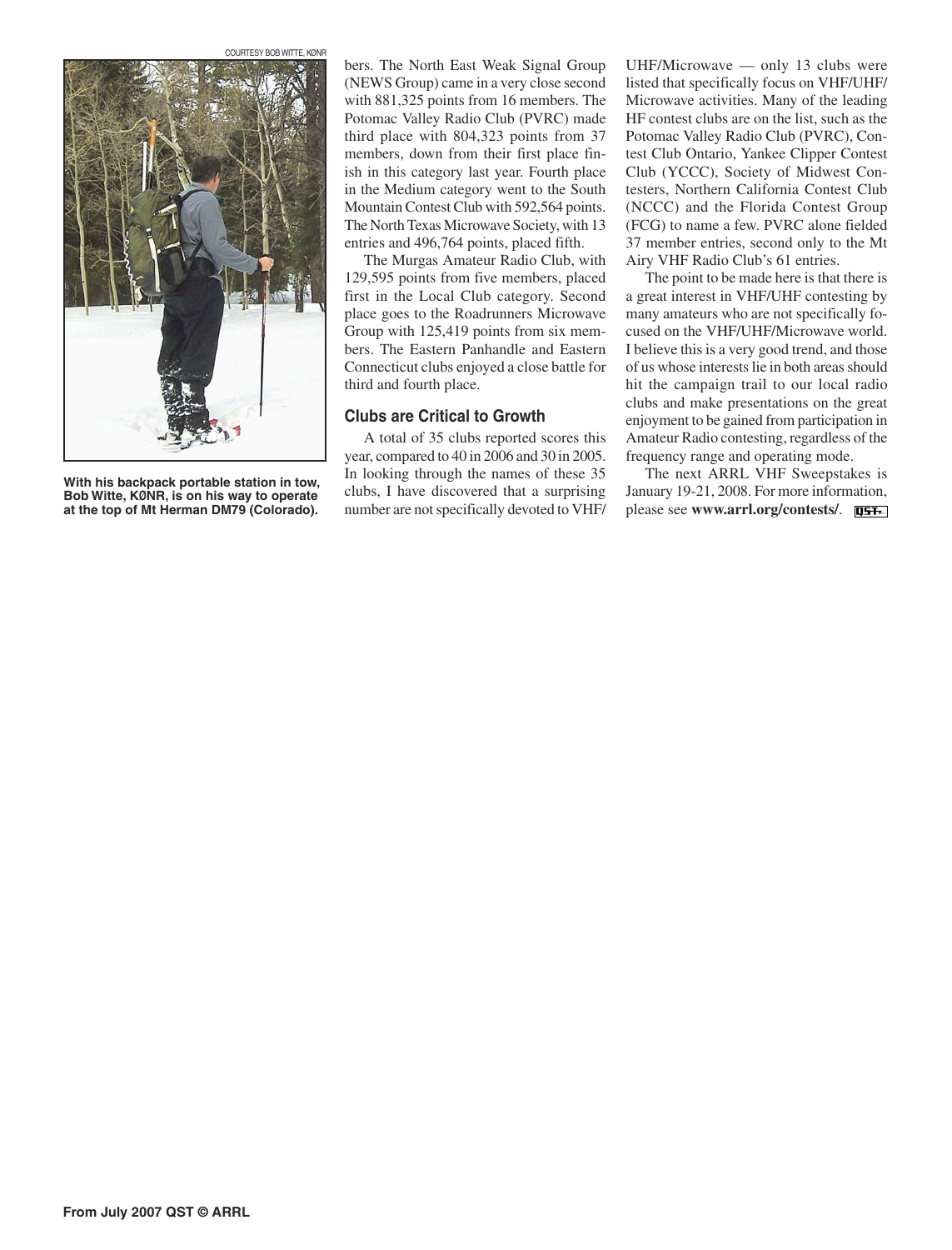COURTESY BOB WITTE, KØNR

With his backpack portable station in tow, Bob Witte, KØNR, is on his way to operate at the top of Mt Herman DM79 (Colorado).

bers. The North East Weak Signal Group (NEWS Group) came in a very close second with 881,325 points from 16 members. The Potomac Valley Radio Club (PVRC) made third place with 804,323 points from 37 members, down from their first place finish in this category last year. Fourth place in the Medium category went to the South Mountain Contest Club with 592,564 points. The North Texas Microwave Society, with 13 entries and 496,764 points, placed fifth.

The Murgas Amateur Radio Club, with 129,595 points from five members, placed first in the Local Club category. Second place goes to the Roadrunners Microwave Group with 125,419 points from six members. The Eastern Panhandle and Eastern Connecticut clubs enjoyed a close battle for third and fourth place.

## Clubs are Critical to Growth

A total of 35 clubs reported scores this year, compared to 40 in 2006 and 30 in 2005. In looking through the names of these 35 clubs, I have discovered that a surprising number are not specifically devoted to VHF/UHF/Microwave — only 13 clubs were listed that specifically focus on VHF/UHF/Microwave activities. Many of the leading HF contest clubs are on the list, such as the Potomac Valley Radio Club (PVRC), Contest Club Ontario, Yankee Clipper Contest Club (YCCC), Society of Midwest Contesters, Northern California Contest Club (NCCC) and the Florida Contest Group (FCG) to name a few. PVRC alone fielded 37 member entries, second only to the Mt Airy VHF Radio Club's 61 entries.

The point to be made here is that there is a great interest in VHF/UHF contesting by many amateurs who are not specifically focused on the VHF/UHF/Microwave world. I believe this is a very good trend, and those of us whose interests lie in both areas should hit the campaign trail to our local radio clubs and make presentations on the great enjoyment to be gained from participation in Amateur Radio contesting, regardless of the frequency range and operating mode.

The next ARRL VHF Sweepstakes is January 19-21, 2008. For more information, please see **www.arrl.org/contests/**.

From July 2007 QST © ARRL